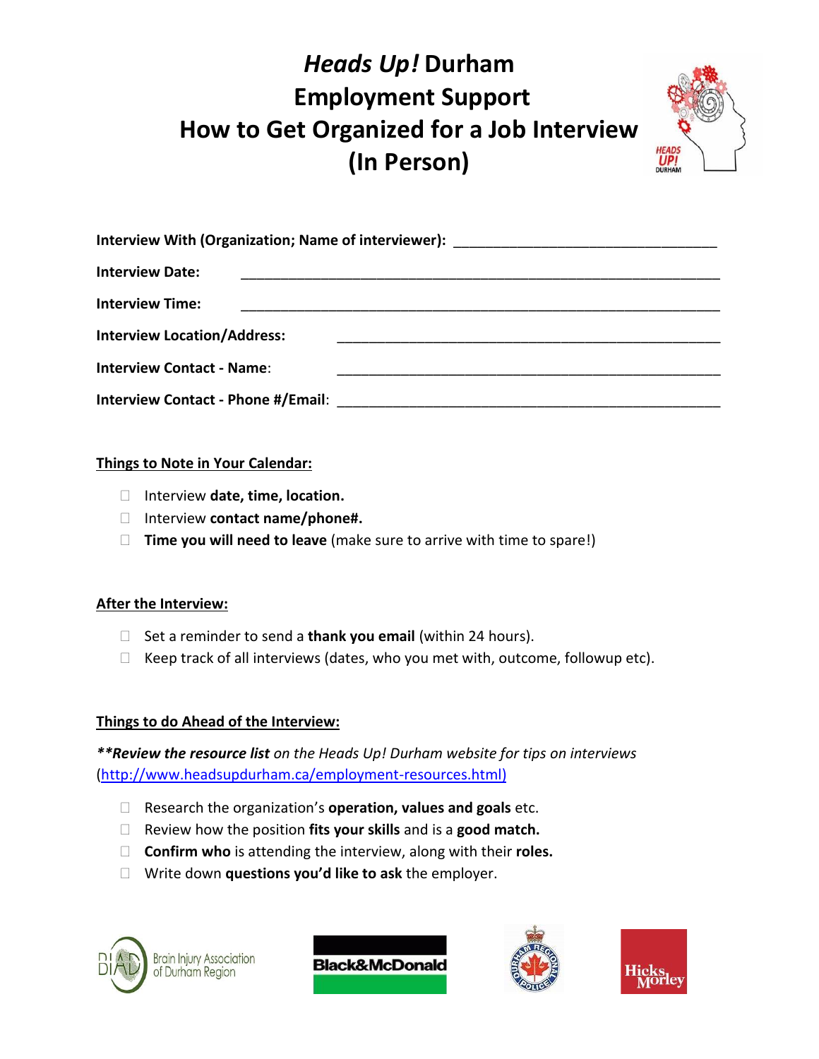# *Heads Up!* Durham Employment Support How to Get Organized for a Job Interview (In Person)

**Interview With (Organization; Name of interviewer):** ________________________________

**Interview Date:** ________________________________

**Interview Time:** ________________________________

**Interview Location/Address:** ________________________________

**Interview Contact - Name**: ________________________________

**Interview Contact - Phone #/Email**: ________________________________

## Things to Note in Your Calendar:

- ☐ Interview **date, time, location.**
- ☐ Interview **contact name/phone#.**
- ☐ **Time you will need to leave** (make sure to arrive with time to spare!)

## After the Interview:

- ☐ Set a reminder to send a **thank you email** (within 24 hours).
- ☐ Keep track of all interviews (dates, who you met with, outcome, followup etc).

## Things to do Ahead of the Interview:

***\*\*Review the resource list*** *on the Heads Up! Durham website for tips on interviews* (http://www.headsupdurham.ca/employment-resources.html)

- ☐ Research the organization's **operation, values and goals** etc.
- ☐ Review how the position **fits your skills** and is a **good match.**
- ☐ **Confirm who** is attending the interview, along with their **roles.**
- ☐ Write down **questions you'd like to ask** the employer.

Brain Injury Association of Durham Region

Black&McDonald

Hicks Morley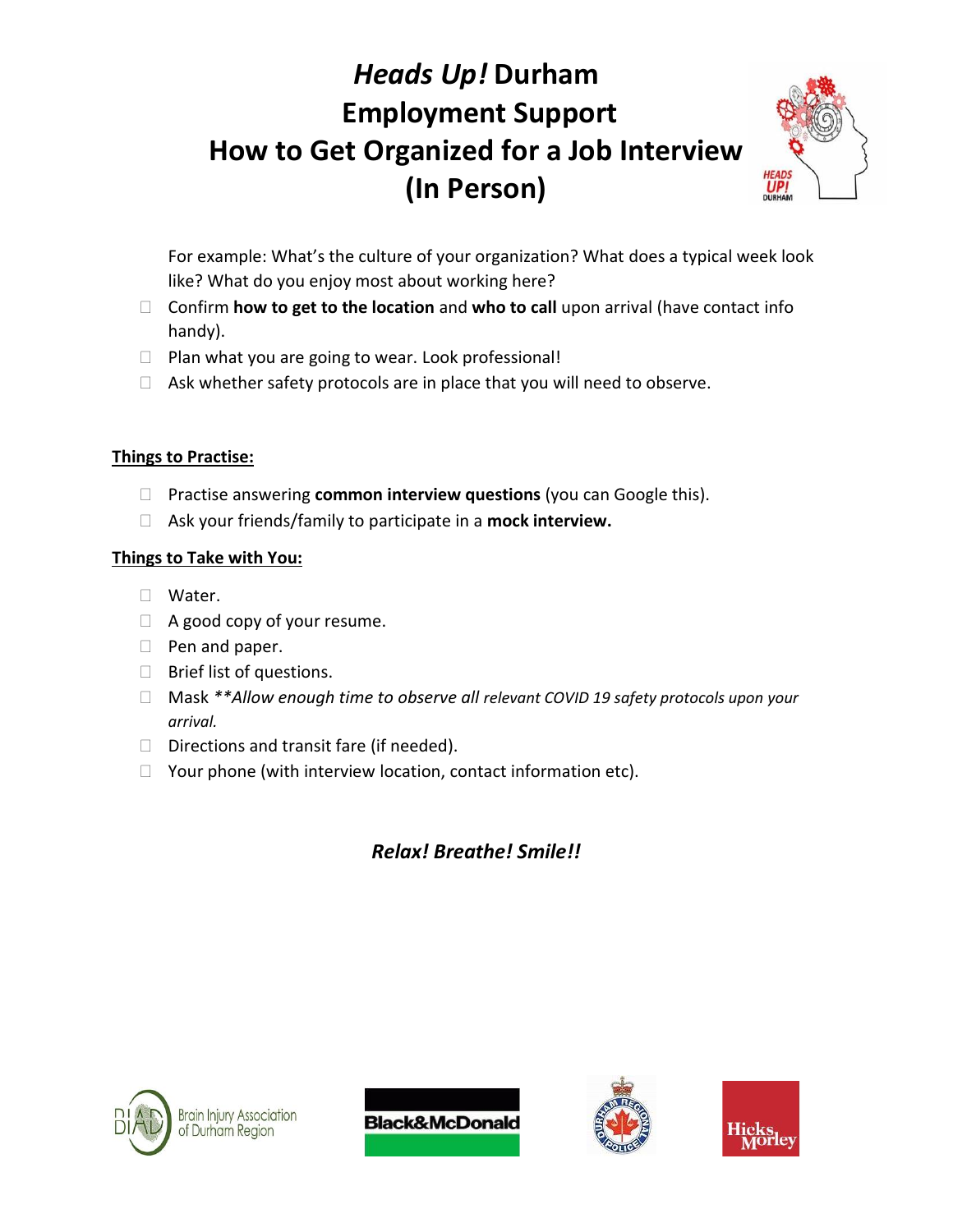# *Heads Up!* Durham
# Employment Support
# How to Get Organized for a Job Interview (In Person)

For example: What's the culture of your organization? What does a typical week look like? What do you enjoy most about working here?

- ☐ Confirm **how to get to the location** and **who to call** upon arrival (have contact info handy).
- ☐ Plan what you are going to wear. Look professional!
- ☐ Ask whether safety protocols are in place that you will need to observe.

**Things to Practise:**

- ☐ Practise answering **common interview questions** (you can Google this).
- ☐ Ask your friends/family to participate in a **mock interview.**

**Things to Take with You:**

- ☐ Water.
- ☐ A good copy of your resume.
- ☐ Pen and paper.
- ☐ Brief list of questions.
- ☐ Mask ***Allow enough time to observe all relevant COVID 19 safety protocols upon your arrival.*
- ☐ Directions and transit fare (if needed).
- ☐ Your phone (with interview location, contact information etc).

***Relax! Breathe! Smile!!***

Brain Injury Association of Durham Region

Black&McDonald

Hicks Morley